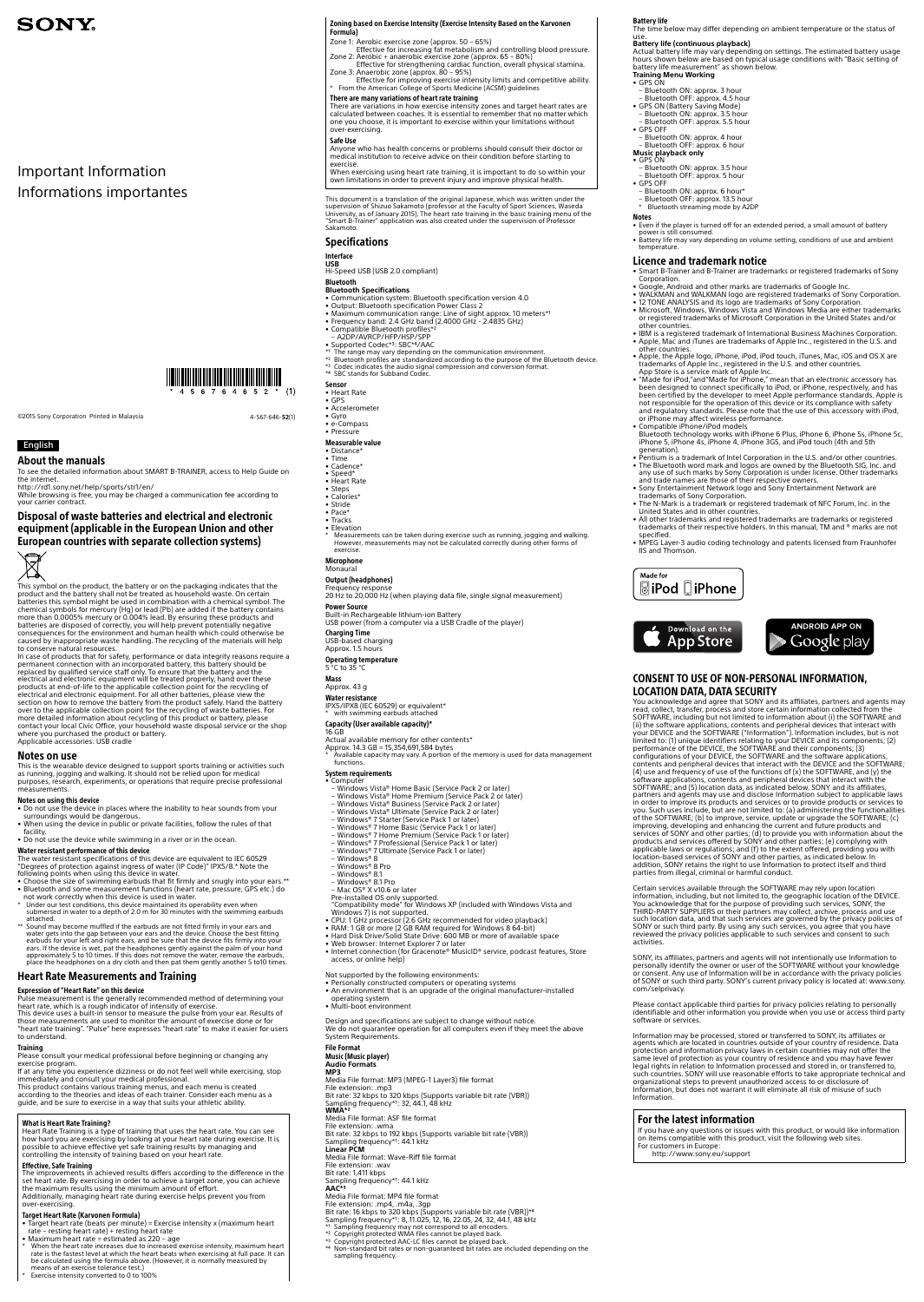SONY

# Important Information
# Informations importantes

4 5 6 7 6 4 6 5 2 (1)

©2015 Sony Corporation Printed in Malaysia

4-567-646-**52**(1)

English

## About the manuals

To see the detailed information about SMART B-TRAINER, access to Help Guide on the internet.
http://rd1.sony.net/help/sports/str1/en/
While browsing is free, you may be charged a communication fee according to your carrier contract.

## Disposal of waste batteries and electrical and electronic equipment (applicable in the European Union and other European countries with separate collection systems)

This symbol on the product, the battery or on the packaging indicates that the product and the battery shall not be treated as household waste. On certain batteries this symbol might be used in combination with a chemical symbol. The chemical symbols for mercury (Hg) or lead (Pb) are added if the battery contains more than 0.0005% mercury or 0.004% lead. By ensuring these products and batteries are disposed of correctly, you will help prevent potentially negative consequences for the environment and human health which could otherwise be caused by inappropriate waste handling. The recycling of the materials will help to conserve natural resources.
In case of products that for safety, performance or data integrity reasons require a permanent connection with an incorporated battery, this battery should be replaced by qualified service staff only. To ensure that the battery and the electrical and electronic equipment will be treated properly, hand over these products at end-of-life to the applicable collection point for the recycling of electrical and electronic equipment. For all other batteries, please view the section on how to remove the battery from the product safely. Hand the battery over to the applicable collection point for the recycling of waste batteries. For more detailed information about recycling of this product or battery, please contact your local Civic Office, your household waste disposal service or the shop where you purchased the product or battery.
Applicable accessories: USB cradle

## Notes on use

This is the wearable device designed to support sports training or activities such as running, jogging and walking. It should not be relied upon for medical purposes, research, experiments, or operations that require precise professional measurements.

### Notes on using this device

- Do not use the device in places where the inability to hear sounds from your surroundings would be dangerous.
- When using the device in public or private facilities, follow the rules of that facility.
- Do not use the device while swimming in a river or in the ocean.

### Water resistant performance of this device

The water resistant specifications of this device are equivalent to IEC 60529 "Degrees of protection against ingress of water (IP Code)" IPX5/8.* Note the following points when using this device in water.

- Choose the size of swimming earbuds that fit firmly and snugly into your ears.**
- Bluetooth and some measurement functions (heart rate, pressure, GPS etc.) do not work correctly when this device is used in water.

\* Under our test conditions, this device maintained its operability even when submersed in water to a depth of 2.0 m for 30 minutes with the swimming earbuds attached.

\*\* Sound may become muffled if the earbuds are not fitted firmly in your ears and water gets into the gap between your ears and the device. Choose the best fitting earbuds for your left and right ears, and be sure that the device fits firmly into your ears. If the device is wet, pat the headphones gently against the palm of your hand approximately 5 to 10 times. If this does not remove the water, remove the earbuds, place the headphones on a dry cloth and then pat them gently another 5 to10 times.

## Heart Rate Measurements and Training

### Expression of "Heart Rate" on this device

Pulse measurement is the generally recommended method of determining your heart rate, which is a rough indicator of intensity of exercise.
This device uses a built-in sensor to measure the pulse from your ear. Results of those measurements are used to monitor the amount of exercise done or for "heart rate training". "Pulse" here expresses "heart rate" to make it easier for users to understand.

### Training

Please consult your medical professional before beginning or changing any exercise program.
If at any time you experience dizziness or do not feel well while exercising, stop immediately and consult your medical professional.
This product contains various training menus, and each menu is created according to the theories and ideas of each trainer. Consider each menu as a guide, and be sure to exercise in a way that suits your athletic ability.

### What is Heart Rate Training?

Heart Rate Training is a type of training that uses the heart rate. You can see how hard you are exercising by looking at your heart rate during exercise. It is possible to achieve effective yet safe training results by managing and controlling the intensity of training based on your heart rate.

### Effective, Safe Training

The improvements in achieved results differs according to the difference in the set heart rate. By exercising in order to achieve a target zone, you can achieve the maximum results using the minimum amount of effort.
Additionally, managing heart rate during exercise helps prevent you from over-exercising.

### Target Heart Rate (Karvonen Formula)

- Target heart rate (beats per minute) = Exercise intensity x (maximum heart rate – resting heart rate) + resting heart rate
- Maximum heart rate = estimated as 220 – age

\* When the heart rate increases due to increased exercise intensity, maximum heart rate is the fastest level at which the heart beats when exercising at full pace. It can be calculated using the formula above. (However, it is normally measured by means of an exercise tolerance test.)
\* Exercise intensity converted to 0 to 100%

### Zoning based on Exercise Intensity (Exercise Intensity Based on the Karvonen Formula)

Zone 1: Aerobic exercise zone (approx. 50 – 65%)
Effective for increasing fat metabolism and controlling blood pressure.
Zone 2: Aerobic + anaerobic exercise zone (approx. 65 – 80%)
Effective for strengthening cardiac function, overall physical stamina.
Zone 3: Anaerobic zone (approx. 80 – 95%)
Effective for improving exercise intensity limits and competitive ability.
\* From the American College of Sports Medicine (ACSM) guidelines

### There are many variations of heart rate training

There are variations in how exercise intensity zones and target heart rates are calculated between coaches. It is essential to remember that no matter which one you choose, it is important to exercise within your limitations without over-exercising.

### Safe Use

Anyone who has health concerns or problems should consult their doctor or medical institution to receive advice on their condition before starting to exercise.
When exercising using heart rate training, it is important to do so within your own limitations in order to prevent injury and improve physical health.

This document is a translation of the original Japanese, which was written under the supervision of Shizuo Sakamoto (professor at the Faculty of Sport Sciences, Waseda University, as of January 2015). The heart rate training in the basic training menu of the "Smart B-Trainer" application was also created under the supervision of Professor Sakamoto.

## Specifications

### Interface

**USB**
Hi-Speed USB (USB 2.0 compliant)

### Bluetooth

**Bluetooth Specifications**

- Communication system: Bluetooth specification version 4.0
- Output: Bluetooth specification Power Class 2
- Maximum communication range: Line of sight approx. 10 meters*1
- Frequency band: 2.4 GHz band (2.4000 GHz - 2.4835 GHz)
- Compatible Bluetooth profiles*2
  – A2DP/AVRCP/HFP/HSP/SPP
- Supported Codec*3: SBC*4/AAC

\*1 The range may vary depending on the communication environment.
\*2 Bluetooth profiles are standardized according to the purpose of the Bluetooth device.
\*3 Codec indicates the audio signal compression and conversion format.
\*4 SBC stands for Subband Codec.

### Sensor

- Heart Rate
- GPS
- Accelerometer
- Gyro
- e-Compass
- Pressure

### Measurable value

- Distance*
- Time
- Cadence*
- Speed*
- Heart Rate
- Steps
- Calories*
- Stride
- Pace*
- Tracks
- Elevation

\* Measurements can be taken during exercise such as running, jogging and walking. However, measurements may not be calculated correctly during other forms of exercise.

### Microphone

Monaural

### Output (headphones)

Frequency response
20 Hz to 20,000 Hz (when playing data file, single signal measurement)

### Power Source

Built-in Rechargeable lithium-ion Battery
USB power (from a computer via a USB Cradle of the player)

### Charging Time

USB-based charging
Approx. 1.5 hours

### Operating temperature

5 °C to 35 °C

### Mass

Approx. 43 g

### Water resistance

IPX5/IPX8 (IEC 60529) or equivalent*
\* with swimming earbuds attached

### Capacity (User available capacity)*

16 GB
Actual available memory for other contents*
Approx. 14.3 GB = 15,354,691,584 bytes
\* Available capacity may vary. A portion of the memory is used for data management functions.

### System requirements

- Computer
  – Windows Vista® Home Basic (Service Pack 2 or later)
  – Windows Vista® Home Premium (Service Pack 2 or later)
  – Windows Vista® Business (Service Pack 2 or later)
  – Windows Vista® Ultimate (Service Pack 2 or later)
  – Windows® 7 Starter (Service Pack 1 or later)
  – Windows® 7 Home Basic (Service Pack 1 or later)
  – Windows® 7 Home Premium (Service Pack 1 or later)
  – Windows® 7 Professional (Service Pack 1 or later)
  – Windows® 7 Ultimate (Service Pack 1 or later)
  – Windows® 8
  – Windows® 8 Pro
  – Windows® 8.1
  – Windows® 8.1 Pro
  – Mac OS® X v10.6 or later
  Pre-installed OS only supported.
  "Compatibility mode" for Windows XP (included with Windows Vista and Windows 7) is not supported.
- CPU: 1 GHz processor (2.6 GHz recommended for video playback)
- RAM: 1 GB or more (2 GB RAM required for Windows 8 64-bit)
- Hard Disk Drive/Solid State Drive: 600 MB or more of available space
- Web browser: Internet Explorer 7 or later
- Internet connection (for Gracenote® MusicID® service, podcast features, Store access, or online help)

Not supported by the following environments:

- Personally constructed computers or operating systems
- An environment that is an upgrade of the original manufacturer-installed operating system
- Multi-boot environment

Design and specifications are subject to change without notice.
We do not guarantee operation for all computers even if they meet the above System Requirements.

### File Format

**Music (Music player)**
**Audio Formats**

**MP3**
Media File format: MP3 (MPEG-1 Layer3) file format
File extension: .mp3
Bit rate: 32 kbps to 320 kbps (Supports variable bit rate (VBR))
Sampling frequency*1: 32, 44.1, 48 kHz

**WMA*2**
Media File format: ASF file format
File extension: .wma
Bit rate: 32 kbps to 192 kbps (Supports variable bit rate (VBR))
Sampling frequency*1: 44.1 kHz

**Linear PCM**
Media File format: Wave-Riff file format
File extension: .wav
Bit rate: 1,411 kbps
Sampling frequency*1: 44.1 kHz

**AAC*3**
Media File format: MP4 file format
File extension: .mp4, .m4a, .3gp
Bit rate: 16 kbps to 320 kbps (Supports variable bit rate (VBR))*4
Sampling frequency*1: 8, 11.025, 12, 16, 22.05, 24, 32, 44.1, 48 kHz

\*1 Sampling frequency may not correspond to all encoders.
\*2 Copyright protected WMA files cannot be played back.
\*3 Copyright protected AAC-LC files cannot be played back.
\*4 Non-standard bit rates or non-guaranteed bit rates are included depending on the sampling frequency.

### Battery life

The time below may differ depending on ambient temperature or the status of use.

**Battery life (continuous playback)**
Actual battery life may vary depending on settings. The estimated battery usage hours shown below are based on typical usage conditions with "Basic setting of battery life measurement" as shown below.

**Training Menu Working**

- GPS ON
  – Bluetooth ON: approx. 3 hour
  – Bluetooth OFF: approx. 4.5 hour
- GPS ON (Battery Saving Mode)
  – Bluetooth ON: approx. 3.5 hour
  – Bluetooth OFF: approx. 5.5 hour
- GPS OFF
  – Bluetooth ON: approx. 4 hour
  – Bluetooth OFF: approx. 6 hour

**Music playback only**

- GPS ON
  – Bluetooth ON: approx. 3.5 hour
  – Bluetooth OFF: approx. 5 hour
- GPS OFF
  – Bluetooth ON: approx. 6 hour*
  – Bluetooth OFF: approx. 13.5 hour

\* Bluetooth streaming mode by A2DP

### Notes

- Even if the player is turned off for an extended period, a small amount of battery power is still consumed.
- Battery life may vary depending on volume setting, conditions of use and ambient temperature.

## Licence and trademark notice

- Smart B-Trainer and B-Trainer are trademarks or registered trademarks of Sony Corporation.
- Google, Android and other marks are trademarks of Google Inc.
- WALKMAN and WALKMAN logo are registered trademarks of Sony Corporation.
- 12 TONE ANALYSIS and its logo are trademarks of Sony Corporation.
- Microsoft, Windows, Windows Vista and Windows Media are either trademarks or registered trademarks of Microsoft Corporation in the United States and/or other countries.
- IBM is a registered trademark of International Business Machines Corporation.
- Apple, Mac and iTunes are trademarks of Apple Inc., registered in the U.S. and other countries.
- Apple, the Apple logo, iPhone, iPod, iPod touch, iTunes, Mac, iOS and OS X are trademarks of Apple Inc., registered in the U.S. and other countries. App Store is a service mark of Apple Inc.
- "Made for iPod,"and"Made for iPhone," mean that an electronic accessory has been designed to connect specifically to iPod, or iPhone, respectively, and has been certified by the developer to meet Apple performance standards. Apple is not responsible for the operation of this device or its compliance with safety and regulatory standards. Please note that the use of this accessory with iPod, or iPhone may affect wireless performance.
- Compatible iPhone/iPod models
  Bluetooth technology works with iPhone 6 Plus, iPhone 6, iPhone 5s, iPhone 5c, iPhone 5, iPhone 4s, iPhone 4, iPhone 3GS, and iPod touch (4th and 5th generation).
- Pentium is a trademark of Intel Corporation in the U.S. and/or other countries.
- The Bluetooth word mark and logos are owned by the Bluetooth SIG, Inc. and any use of such marks by Sony Corporation is under license. Other trademarks and trade names are those of their respective owners.
- Sony Entertainment Network logo and Sony Entertainment Network are trademarks of Sony Corporation.
- The N-Mark is a trademark or registered trademark of NFC Forum, Inc. in the United States and in other countries.
- All other trademarks and registered trademarks are trademarks or registered trademarks of their respective holders. In this manual, TM and ® marks are not specified.
- MPEG Layer-3 audio coding technology and patents licensed from Fraunhofer IIS and Thomson.

Made for iPod iPhone

Download on the App Store

ANDROID APP ON Google play

## CONSENT TO USE OF NON-PERSONAL INFORMATION, LOCATION DATA, DATA SECURITY

You acknowledge and agree that SONY and its affiliates, partners and agents may read, collect, transfer, process and store certain information collected from the SOFTWARE, including but not limited to information about (i) the SOFTWARE and (ii) the software applications, contents and peripheral devices that interact with your DEVICE and the SOFTWARE ("Information"). Information includes, but is not limited to: (1) unique identifiers relating to your DEVICE and its components; (2) performance of the DEVICE, the SOFTWARE and their components; (3) configurations of your DEVICE, the SOFTWARE and the software applications, contents and peripheral devices that interact with the DEVICE and the SOFTWARE; (4) use and frequency of use of the functions of (x) the SOFTWARE, and (y) the software applications, contents and peripheral devices that interact with the SOFTWARE; and (5) location data, as indicated below. SONY and its affiliates, partners and agents may use and disclose Information subject to applicable laws in order to improve its products and services or to provide products or services to you. Such uses include, but are not limited to: (a) administering the functionalities of the SOFTWARE; (b) to improve, service, update or upgrade the SOFTWARE; (c) improving, developing and enhancing the current and future products and services of SONY and other parties; (d) to provide you with information about the products and services offered by SONY and other parties; (e) complying with applicable laws or regulations; and (f) to the extent offered, providing you with location-based services of SONY and other parties, as indicated below. In addition, SONY retains the right to use Information to protect itself and third parties from illegal, criminal or harmful conduct.

Certain services available through the SOFTWARE may rely upon location information, including, but not limited to, the geographic location of the DEVICE. You acknowledge that for the purpose of providing such services, SONY, the THIRD-PARTY SUPPLIERS or their partners may collect, archive, process and use such location data, and that such services are governed by the privacy policies of SONY or such third party. By using any such services, you agree that you have reviewed the privacy policies applicable to such services and consent to such activities.

SONY, its affiliates, partners and agents will not intentionally use Information to personally identify the owner or user of the SOFTWARE without your knowledge or consent. Any use of Information will be in accordance with the privacy policies of SONY or such third party. SONY's current privacy policy is located at: www.sony.com/selprivacy.

Please contact applicable third parties for privacy policies relating to personally identifiable and other information you provide when you use or access third party software or services.

Information may be processed, stored or transferred to SONY, its affiliates or agents which are located in countries outside of your country of residence. Data protection and information privacy laws in certain countries may not offer the same level of protection as your country of residence and you may have fewer legal rights in relation to Information processed and stored in, or transferred to, such countries. SONY will use reasonable efforts to take appropriate technical and organizational steps to prevent unauthorized access to or disclosure of Information, but does not warrant it will eliminate all risk of misuse of such Information.

## For the latest information

If you have any questions or issues with this product, or would like information on items compatible with this product, visit the following web sites.
For customers in Europe:
http://www.sony.eu/support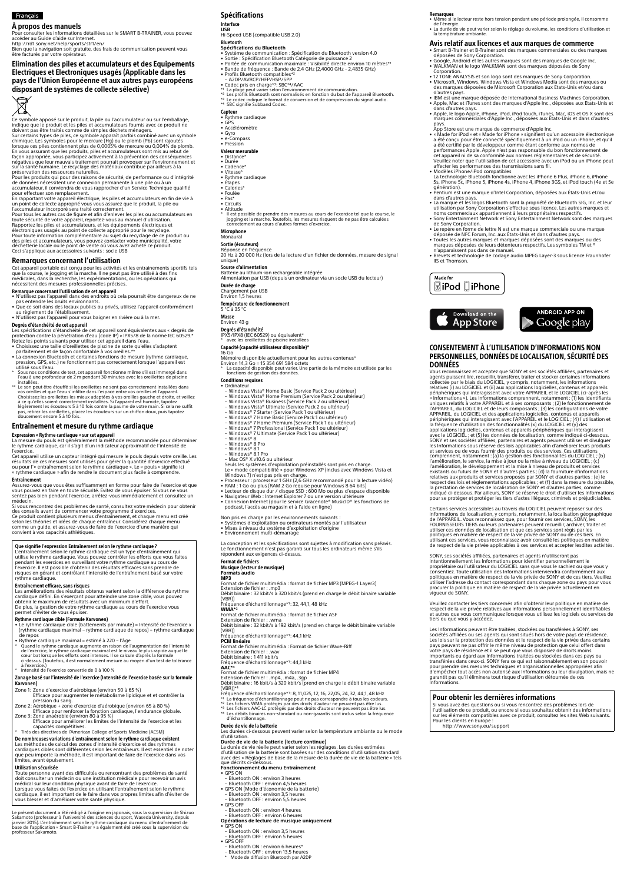Français

## À propos des manuels

Pour consulter les informations détaillées sur le SMART B-TRAINER, vous pouvez accéder au Guide d'aide sur Internet.
http://rd1.sony.net/help/sports/str1/en/
Bien que la navigation soit gratuite, des frais de communication peuvent vous être facturés par votre opérateur.

## Elimination des piles et accumulateurs et des Equipements Electriques et Electroniques usagés (Applicable dans les pays de l'Union Européenne et aux autres pays européens disposant de systèmes de collecte sélective)

Ce symbole apposé sur le produit, la pile ou l'accumulateur ou sur l'emballage, indique que le produit et les piles et accumulateurs fournis avec ce produit ne doivent pas être traités comme de simples déchets ménagers.
Sur certains types de piles, ce symbole apparaît parfois combiné avec un symbole chimique. Les symboles pour le mercure (Hg) ou le plomb (Pb) sont rajoutés lorsque ces piles contiennent plus de 0,0005% de mercure ou 0,004% de plomb.
En vous assurant que les produits, piles et accumulateurs sont mis au rebut de façon appropriée, vous participez activement à la prévention des conséquences négatives que leur mauvais traitement pourrait provoquer sur l'environnement et sur la santé humaine. Le recyclage des matériaux contribue par ailleurs à la préservation des ressources naturelles.
Pour les produits qui pour des raisons de sécurité, de performance ou d'intégrité de données nécessitent une connexion permanente à une pile ou à un accumulateur, il conviendra de vous rapprocher d'un Service Technique qualifié pour effectuer son remplacement.
En rapportant votre appareil électrique, les piles et accumulateurs en fin de vie à un point de collecte approprié vous vous assurez que le produit, la pile ou l'accumulateur incorporé sera traité correctement.
Pour tous les autres cas de figure et afin d'enlever les piles ou accumulateurs en toute sécurité de votre appareil, reportez-vous au manuel d'utilisation.
Rapportez les piles et accumulateurs, et les équipements électriques et électroniques usagés au point de collecte approprié pour le recyclage.
Pour toute information complémentaire au sujet du recyclage de ce produit ou des piles et accumulateurs, vous pouvez contacter votre municipalité, votre déchetterie locale ou le point de vente où vous avez acheté ce produit.
Ceci s'applique aux accessoires suivants : socle USB

## Remarques concernant l'utilisation

Cet appareil portable est conçu pour les activités et les entraînements sportifs tels que la course, le jogging et la marche. Il ne peut pas être utilisé à des fins médicales, dans la recherche, les expérimentations, ou les opérations qui nécessitent des mesures professionnelles précises.

**Remarque concernant l'utilisation de cet appareil**
- N'utilisez pas l'appareil dans des endroits où cela pourrait être dangereux de ne pas entendre les bruits environnants.
- Que ce soit dans des locaux publics ou privés, utilisez l'appareil conformément au règlement de l'établissement.
- N'utilisez pas l'appareil pour vous baigner en rivière ou à la mer.

**Degrés d'étanchéité de cet appareil**
Les spécifications d'étanchéité de cet appareil sont équivalentes aux « degrés de protection contre la pénétration d'eau (code IP) » IPX5/8 de la norme IEC 60529.* Notez les points suivants pour utiliser cet appareil dans l'eau.
- Choisissez une taille d'oreillettes de piscine de sorte qu'elles s'adaptent parfaitement et de façon confortable à vos oreilles.**
- La connexion Bluetooth et certaines fonctions de mesure (rythme cardiaque, pression, GPS, etc.) ne fonctionnent pas correctement lorsque l'appareil est utilisé sous l'eau.

\* Sous nos conditions de test, cet appareil fonctionne même s'il est immergé dans l'eau à une profondeur de 2 m pendant 30 minutes avec les oreillettes de piscine installées.
\*\* Le son peut être étouffé si les oreillettes ne sont pas correctement installées dans vos oreilles et que l'eau s'infiltre dans l'espace entre vos oreilles et l'appareil. Choisissez les oreillettes les mieux adaptées à vos oreilles gauche et droite, et veillez à ce qu'elles soient correctement installées. Si l'appareil est humide, tapotez légèrement les écouteurs 5 à 10 fois contre la paume de votre main. Si cela ne suffit pas, retirez les oreillettes, placez les écouteurs sur un chiffon doux, puis tapotez doucement encore 5 à 10 fois.

## Entraînement et mesure du rythme cardiaque

**Expression « Rythme cardiaque » sur cet appareil**
La mesure du pouls est généralement la méthode recommandée pour déterminer le rythme cardiaque, car il s'agit d'un indicateur approximatif de l'intensité de l'exercice.
Cet appareil utilise un capteur intégré qui mesure le pouls depuis votre oreille. Les résultats de ces mesures sont utilisés pour gérer la quantité d'exercice effectué ou pour l'« entraînement selon le rythme cardiaque ». Le « pouls » signifie ici « rythme cardiaque » afin de rendre le document plus facile à comprendre.

**Entraînement**
Assurez-vous que vous êtes suffisamment en forme pour faire de l'exercice et que vous pouvez en faire en toute sécurité. Évitez de vous épuiser. Si vous ne vous sentez pas bien pendant l'exercice, arrêtez-vous immédiatement et consultez un médecin.
Si vous rencontrez des problèmes de santé, consultez votre médecin pour obtenir des conseils avant de commencer votre programme d'exercices.
Ce produit contient plusieurs menus d'entraînement, et chaque menu est créé selon les théories et idées de chaque entraîneur. Considérez chaque menu comme un guide, et assurez-vous de faire de l'exercice d'une manière qui convient à vos capacités athlétiques.

**Que signifie l'expression Entraînement selon le rythme cardiaque ?**
L'entraînement selon le rythme cardiaque est un type d'entraînement qui utilise le rythme cardiaque. Vous pouvez contrôler les efforts que vous faites pendant les exercices en surveillant votre rythme cardiaque au cours de l'exercice. Il est possible d'obtenir des résultats efficaces sans prendre de risques en gérant et contrôlant l'intensité de l'entraînement basé sur votre rythme cardiaque.

**Entraînement efficace, sans risques**
Les améliorations des résultats obtenus varient selon la différence du rythme cardiaque défini. En s'exerçant pour atteindre une zone cible, vous pouvez obtenir le maximum de résultats avec un minimum d'effort.
De plus, la gestion de votre rythme cardiaque au cours de l'exercice vous permet d'éviter de vous épuiser.

**Rythme cardiaque cible (Formule Karvonen)**
- Le rythme cardiaque cible (battements par minute) = Intensité de l'exercice x (rythme cardiaque maximal – rythme cardiaque de repos) + rythme cardiaque de repos
- Rythme cardiaque maximal = estimé à 220 – l'âge

\* Quand le rythme cardiaque augmente en raison de l'augmentation de l'intensité de l'exercice, le rythme cardiaque maximal est le niveau le plus rapide auquel le cœur bat lorsque les efforts sont intenses. Il se calcule d'après la formule ci-dessus. (Toutefois, il est normalement mesuré au moyen d'un test de tolérance à l'exercice.)
\* Intensité de l'exercice convertie de 0 à 100 %

**Zonage basé sur l'intensité de l'exercice (Intensité de l'exercice basée sur la formule Karvonen)**

Zone 1: Zone d'exercice d'aérobique (environ 50 à 65 %)
Efficace pour augmenter le métabolisme lipidique et et contrôler la pression du sang.
Zone 2: Aérobique + zone d'exercice d'aérobique (environ 65 à 80 %)
Efficace pour renforcer la fonction cardiaque, l'endurance globale.
Zone 3: Zone anaérobie (environ 80 à 95 %)
Efficace pour améliorer les limites de l'intensité de l'exercice et les capacités compétitives.

\* Tirés des directives de l'American College of Sports Medicine (ACSM)

**De nombreuses variations d'entraînement selon le rythme cardiaque existent**
Les méthodes de calcul des zones d'intensité d'exercice et des rythmes cardiaques cibles sont différentes selon les entraîneurs. Il est essentiel de noter que peu importe la méthode, il est important de faire de l'exercice dans vos limites, avant épuisement.

**Utilisation sécurisée**
Toute personne ayant des difficultés ou rencontrant des problèmes de santé doit consulter un médecin ou une institution médicale pour recevoir un avis médical sur leur condition physique avant de faire de l'exercice.
Lorsque vous faites de l'exercice en utilisant l'entraînement selon le rythme cardiaque, il est important de faire dans vos propres limites afin d'éviter de vous blesser et d'améliorer votre santé physique.

Le présent document a été rédigé à l'origine en japonais, sous la supervision de Shizuo Sakamoto (professeur à l'université des sciences du sport, Waseda University, depuis janvier 2015). L'entraînement selon le rythme cardiaque du menu d'entraînement de base de l'application « Smart B-Trainer » a également été créé sous la supervision du professeur Sakamoto.

## Spécifications

**Interface**
**USB**
Hi-Speed USB (compatible USB 2.0)

**Bluetooth**
**Spécifications du Bluetooth**
- Système de communication : Spécification du Bluetooth version 4.0
- Sortie : Spécification Bluetooth Catégorie de puissance 2
- Portée de communication maximale : Visibilité directe environ 10 mètres*[1]
- Bande de fréquence : Bande de 2,4 GHz (2,4000 GHz - 2,4835 GHz)
- Profils Bluetooth compatibles*[2]
  – A2DP/AVRCP/HFP/HSP/SPP
- Codec pris en charge*[3] : SBC*[4]/AAC

\*[1] La plage peut varier selon l'environnement de communication.
\*[2] Les profils Bluetooth sont normalisés en fonction du but de l'appareil Bluetooth.
\*[3] Le codec indique le format de conversion et de compression du signal audio.
\*[4] SBC signifie Subband Codec.

**Capteur**
- Rythme cardiaque
- GPS
- Accéléromètre
- Gyro
- e-Compass
- Pression

**Valeur mesurable**
- Distance*
- Durée
- Cadence*
- Vitesse*
- Rythme cardiaque
- Étapes
- Calories*
- Foulée
- Pas*
- Circuits
- Altitude

\* Il est possible de prendre des mesures au cours de l'exercice tel que la course, le jogging et la marche. Toutefois, les mesures risquent de ne pas être calculées correctement au cours d'autres formes d'exercice.

**Microphone**
Monaural

**Sortie (écouteurs)**
Réponse en fréquence
20 Hz à 20 000 Hz (lors de la lecture d'un fichier de données, mesure de signal unique)

**Source d'alimentation**
Batterie au lithium-ion rechargeable intégrée
Alimentation par USB (depuis un ordinateur via un socle USB du lecteur)

**Durée de charge**
Chargement par USB
Environ 1,5 heures

**Température de fonctionnement**
5 °C à 35 °C

**Masse**
Environ 43 g

**Degrés d'étanchéité**
IPX5/IPX8 (IEC 60529) ou équivalent*
\* avec les oreillettes de piscine installées

**Capacité (capacité utilisateur disponible)***
16 Go
Mémoire disponible actuellement pour les autres contenus*
Environ 14,3 Go = 15 354 691 584 octets
\* La capacité disponible peut varier. Une partie de la mémoire est utilisée par les fonctions de gestion des données.

**Conditions requises**
- Ordinateur
  – Windows Vista® Home Basic (Service Pack 2 ou ultérieur)
  – Windows Vista® Home Premium (Service Pack 2 ou ultérieur)
  – Windows Vista® Business (Service Pack 2 ou ultérieur)
  – Windows Vista® Ultimate (Service Pack 2 ou ultérieur)
  – Windows® 7 Starter (Service Pack 1 ou ultérieur)
  – Windows® 7 Home Basic (Service Pack 1 ou ultérieur)
  – Windows® 7 Home Premium (Service Pack 1 ou ultérieur)
  – Windows® 7 Professional (Service Pack 1 ou ultérieur)
  – Windows® 7 Ultimate (Service Pack 1 ou ultérieur)
  – Windows® 8
  – Windows® 8 Pro
  – Windows® 8.1
  – Windows® 8.1 Pro
  – Mac OS® X v10.6 ou ultérieur

  Seuls les systèmes d'exploitation préinstallés sont pris en charge.
  Le « mode compatibilité » pour Windows XP (inclus avec Windows Vista et Windows 7) n'est pas pris en charge.
- Processeur : processeur 1 GHz (2,6 GHz recommandé pour la lecture vidéo)
- RAM : 1 Go ou plus (RAM 2 Go requise pour Windows 8 64 bits)
- Lecteur de disque dur / disque SSD : 600 Mo ou plus d'espace disponible
- Navigateur Web : Internet Explorer 7 ou une version ultérieure
- Connexion Internet (pour le service Gracenote® MusicID® les fonctions de podcast, l'accès au magasin et à l'aide en ligne)

Non pris en charge par les environnements suivants :
- Systèmes d'exploitation ou ordinateurs montés par l'utilisateur
- Mises à niveau du système d'exploitation d'origine
- Environnement multi-démarrage

La conception et les spécifications sont sujettes à modification sans préavis. Le fonctionnement n'est pas garanti sur tous les ordinateurs même s'ils répondent aux exigences ci-dessus.

**Format de fichiers**
**Musique (lecteur de musique)**
**Formats audio**
**MP3**
Format de fichier multimédia : format de fichier MP3 (MPEG-1 Layer3)
Extension de fichier : .mp3
Débit binaire : 32 kbit/s à 320 kbit/s (prend en charge le débit binaire variable (VBR))
Fréquence d'échantillonnage*[1]: 32, 44,1, 48 kHz
**WMA***[2]
Format de fichier multimédia : format de fichier ASF
Extension de fichier : .wma
Débit binaire : 32 kbit/s à 192 kbit/s (prend en charge le débit binaire variable (VBR))
Fréquence d'échantillonnage*[1]: 44,1 kHz
**PCM linéaire**
Format de fichier multimédia : Format de fichier Wave-Riff
Extension de fichier : .wav
Débit binaire : 1 411 kbit/s
Fréquence d'échantillonnage*[1]: 44,1 kHz
**AAC***[3]
Format de fichier multimédia : format de fichier MP4
Extension de fichier : .mp4, .m4a, .3gp
Débit binaire : 16 kbit/s à 320 kbit/s (prend en charge le débit binaire variable (VBR))*[4]
Fréquence d'échantillonnage*[1]: 8, 11,025, 12, 16, 22,05, 24, 32, 44,1, 48 kHz

\*[1] La fréquence d'échantillonnage peut ne pas correspondre à tous les codeurs.
\*[2] Les fichiers WMA protégés par des droits d'auteur ne peuvent pas être lus.
\*[3] Les fichiers AAC-LC protégés par des droits d'auteur ne peuvent pas être lus.
\*[4] Les débits binaires non-standard ou non-garantis sont inclus selon la fréquence d'échantillonnage.

**Durée de vie de la batterie**
Les durées ci-dessous peuvent varier selon la température ambiante ou le mode d'utilisation.
**Durée de vie de la batterie (lecture continue)**
La durée de vie réelle peut varier selon les réglages. Les durées estimées d'utilisation de la batterie sont basées sur des conditions d'utilisation standard avec des « Réglages de base de la mesure de la durée de vie de la batterie » tels que décrits ci-dessous.
**Fonctionnement du menu Entraînement**
- GPS ON
  – Bluetooth ON : environ 3 heures
  – Bluetooth OFF : environ 4,5 heures
- GPS ON (Mode d'économie de la batterie)
  – Bluetooth ON : environ 3,5 heures
  – Bluetooth OFF : environ 5,5 heures
- GPS OFF
  – Bluetooth ON : environ 4 heures
  – Bluetooth OFF : environ 6 heures

**Opérations de lecture de musique uniquement**
- GPS ON
  – Bluetooth ON : environ 3,5 heures
  – Bluetooth OFF : environ 5 heures
- GPS OFF
  – Bluetooth ON : environ 6 heures*
  – Bluetooth OFF : environ 13,5 heures

\* Mode de diffusion Bluetooth par A2DP

**Remarques**
- Même si le lecteur reste hors tension pendant une période prolongée, il consomme de l'énergie.
- La durée de vie peut varier selon le réglage du volume, les conditions d'utilisation et la température ambiante.

## Avis relatif aux licences et aux marques de commerce

- Smart B-Trainer et B-Trainer sont des marques commerciales ou des marques déposées de Sony Corporation.
- Google, Android et les autres marques sont des marques de Google Inc.
- WALKMAN et le logo WALKMAN sont des marques déposées de Sony Corporation.
- 12 TONE ANALYSIS et son logo sont des marques de Sony Corporation.
- Microsoft, Windows, Windows Vista et Windows Media sont des marques ou des marques déposées de Microsoft Corporation aux États-Unis et/ou dans d'autres pays.
- IBM est une marque déposée de International Business Machines Corporation.
- Apple, Mac et iTunes sont des marques d'Apple Inc., déposées aux États-Unis et dans d'autres pays.
- Apple, le logo Apple, iPhone, iPod, iPod touch, iTunes, Mac, iOS et OS X sont des marques commerciales d'Apple Inc., déposées aux États-Unis et dans d'autres pays.
  App Store est une marque de commerce d'Apple Inc.
- « Made for iPod » et « Made for iPhone » signifient qu'un accessoire électronique a été conçu pour être connecté spécifiquement à un iPod ou un iPhone, et qu'il a été certifié par le développeur comme étant conforme aux normes de performances Apple. Apple n'est pas responsable du bon fonctionnement de cet appareil ni de sa conformité aux normes réglementaires et de sécurité. Veuillez noter que l'utilisation de cet accessoire avec un iPod ou un iPhone peut affecter les performances des transmissions sans fil.
- Modèles iPhone/iPod compatibles
  La technologie Bluetooth fonctionne avec les iPhone 6 Plus, iPhone 6, iPhone 5s, iPhone 5c, iPhone 5, iPhone 4s, iPhone 4, iPhone 3GS, et iPod touch (4e et 5e génération).
- Pentium est une marque d'Intel Corporation, déposées aux États-Unis et/ou dans d'autres pays.
- La marque et les logos Bluetooth sont la propriété de Bluetooth SIG, Inc. et leur utilisation par Sony Corporation s'effectue sous licence. Les autres marques et noms commerciaux appartiennent à leurs propriétaires respectifs.
- Sony Entertainment Network et Sony Entertainment Network sont des marques de Sony Corporation.
- Le repère en forme de lettre N est une marque commerciale ou une marque déposée de NFC Forum, Inc. aux États-Unis et dans d'autres pays.
- Toutes les autres marques et marques déposées sont des marques ou des marques déposées de leurs détenteurs respectifs. Les symboles TM et ® n'apparaissent pas dans ce manuel.
- Brevets et technologie de codage audio MPEG Layer-3 sous licence Fraunhofer IIS et Thomson.

Made for iPod iPhone

Download on the App Store

ANDROID APP ON Google play

## CONSENTEMENT À L'UTILISATION D'INFORMATIONS NON PERSONNELLES, DONNÉES DE LOCALISATION, SÉCURITÉ DES DONNÉES

Vous reconnaissez et acceptez que SONY et ses sociétés affiliées, partenaires et agents puissent lire, recueillir, transférer, traiter et stocker certaines informations collectée par le biais du LOGICIEL, y compris, notamment, les informations relatives (i) au LOGICIEL et (ii) aux applications logicielles, contenus et appareils périphériques qui interagissent avec votre APPAREIL et le LOGICIEL (ci-après les « Informations »). Les Informations comprennent, notamment : (1) les identifiants uniques relatifs à votre APPAREIL et à ses composants ; (2) le fonctionnement de l'APPAREIL, du LOGICIEL et de leurs composants ; (3) les configurations de votre APPAREIL, du LOGICIEL et des applications logicielles, contenus et appareils périphériques qui interagissent avec l'APPAREIL et le LOGICIEL ; (4) l'utilisation et la fréquence d'utilisation des fonctionnalités (x) du LOGICIEL et (y) des applications logicielles, contenus et appareils périphériques qui interagissent avec le LOGICIEL ; et (5) les données de localisation, comme indiqué ci-dessous. SONY et ses sociétés affiliées, partenaires et agents peuvent utiliser et divulguer les Informations sous réserve des lois applicables afin d'améliorer leurs produits et services ou de vous fournir des produits ou des services. Ces utilisations comprennent, notamment : (a) la gestion des fonctionnalités du LOGICIEL ; (b) l'amélioration, le service, la mise à jour ou la mise à niveau du LOGICIEL ; (c) l'amélioration, le développement et la mise à niveau de produits et services existants ou futurs de SONY et d'autres parties ; (d) la fourniture d'informations relatives aux produits et services proposés par SONY et d'autres parties ; (e) le respect des lois et réglementations applicables ; et (f) dans la mesure du possible, la prestation de services de localisation de SONY et d'autres parties, comme indiqué ci-dessous. Par ailleurs, SONY se réserve le droit d'utiliser les Informations pour se protéger et protéger les tiers d'actes illégaux, criminels et préjudiciables.

Certains services accessibles au travers du LOGICIEL peuvent reposer sur des informations de localisation, y compris, notamment, la localisation géographique de l'APPAREIL. Vous reconnaissez que, pour fournir ces services, SONY, les FOURNISSEURS TIERS ou leurs partenaires peuvent recueillir, archiver, traiter et utiliser ces données de localisation et que ces services sont régis par les politiques en matière de respect de la vie privée de SONY ou de ces tiers. En utilisant ces services, vous reconnaissez avoir consulté les politiques en matière de respect de la vie privée applicables à ces services et accepter lesdites activités.

SONY, ses sociétés affiliées, partenaires et agents n'utiliseront pas intentionnellement les Informations pour identifier personnellement le propriétaire ou l'utilisateur du LOGICIEL sans que vous le sachiez ou que vous y consentiez. Toute utilisation des Informations interviendra conformément aux politiques en matière de respect de la vie privée de SONY et de ces tiers. Veuillez utiliser l'adresse du contact correspondant dans chaque zone ou pays pour vous procurer la politique en matière de respect de la vie privée actuellement en vigueur de SONY.

Veuillez contacter les tiers concernés afin d'obtenir leur politique en matière de respect de la vie privée relatives aux informations personnellement identifiables et autres que vous communiquez lorsque vous utilisez les logiciels ou services de tiers ou que vous y accédez.

Les Informations peuvent être traitées, stockées ou transférées à SONY, ses sociétés affiliées ou ses agents qui sont situés hors de votre pays de résidence. Les lois sur la protection des données et le respect de la vie privée dans certains pays peuvent ne pas offrir le même niveau de protection que celui offert dans votre pays de résidence et il se peut que vous disposiez de droits moins importants eu égard aux Informations traitées ou stockées dans ces pays ou transférées dans ceux-ci. SONY fera ce qui est raisonnablement en son pouvoir pour prendre des mesures techniques et organisationnelles appropriées afin d'empêcher tout accès non autorisé aux Informations ou leur divulgation, mais ne garantit pas qu'il éliminera tout risque d'utilisation détournée de ces Informations.

## Pour obtenir les dernières informations

Si vous avez des questions ou si vous rencontrez des problèmes lors de l'utilisation de ce produit, ou encore si vous souhaitez obtenir des informations sur les éléments compatibles avec ce produit, consultez les sites Web suivants.
Pour les clients en Europe :
http://www.sony.eu/support